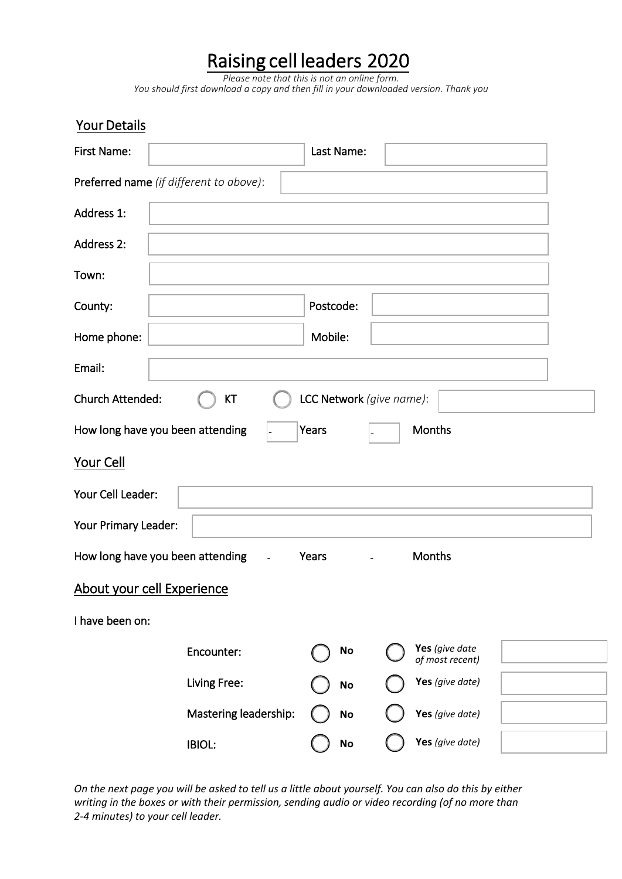# Raising cell leaders 2020

*Please note that this is not an online form.*
*You should first download a copy and then fill in your downloaded version. Thank you*

## Your Details

First Name: ____________ Last Name: ____________

Preferred name *(if different to above)*: ____________

Address 1: ____________

Address 2: ____________

Town: ____________

County: ____________ Postcode: ____________

Home phone: ____________ Mobile: ____________

Email: ____________

Church Attended: ◯ KT ◯ LCC Network *(give name)*: ____________

How long have you been attending - Years - Months

## Your Cell

Your Cell Leader: ____________

Your Primary Leader: ____________

How long have you been attending - Years - Months

## About your cell Experience

I have been on:

| | | |
|---|---|---|
| Encounter: | ◯ **No** | ◯ **Yes** *(give date of most recent)* |
| Living Free: | ◯ **No** | ◯ **Yes** *(give date)* |
| Mastering leadership: | ◯ **No** | ◯ **Yes** *(give date)* |
| IBIOL: | ◯ **No** | ◯ **Yes** *(give date)* |

*On the next page you will be asked to tell us a little about yourself. You can also do this by either writing in the boxes or with their permission, sending audio or video recording (of no more than 2-4 minutes) to your cell leader.*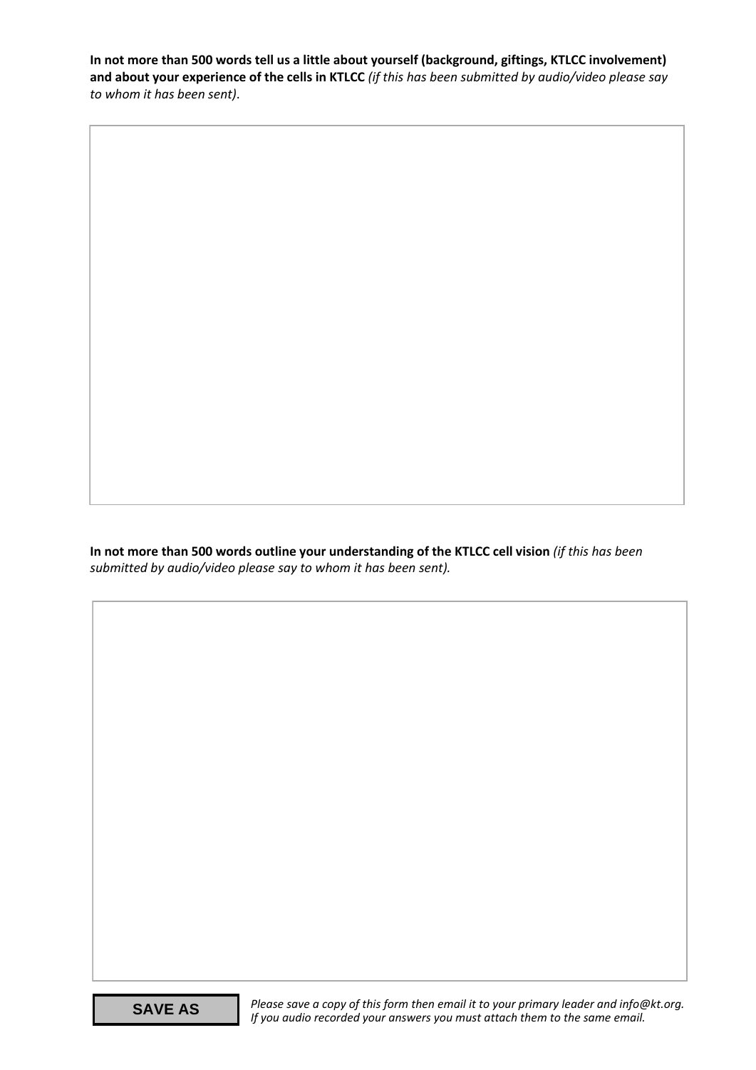**In not more than 500 words tell us a little about yourself (background, giftings, KTLCC involvement) and about your experience of the cells in KTLCC** *(if this has been submitted by audio/video please say to whom it has been sent)*.

**In not more than 500 words outline your understanding of the KTLCC cell vision** *(if this has been submitted by audio/video please say to whom it has been sent).*

**SAVE AS**

*Please save a copy of this form then email it to your primary leader and info@kt.org. If you audio recorded your answers you must attach them to the same email.*